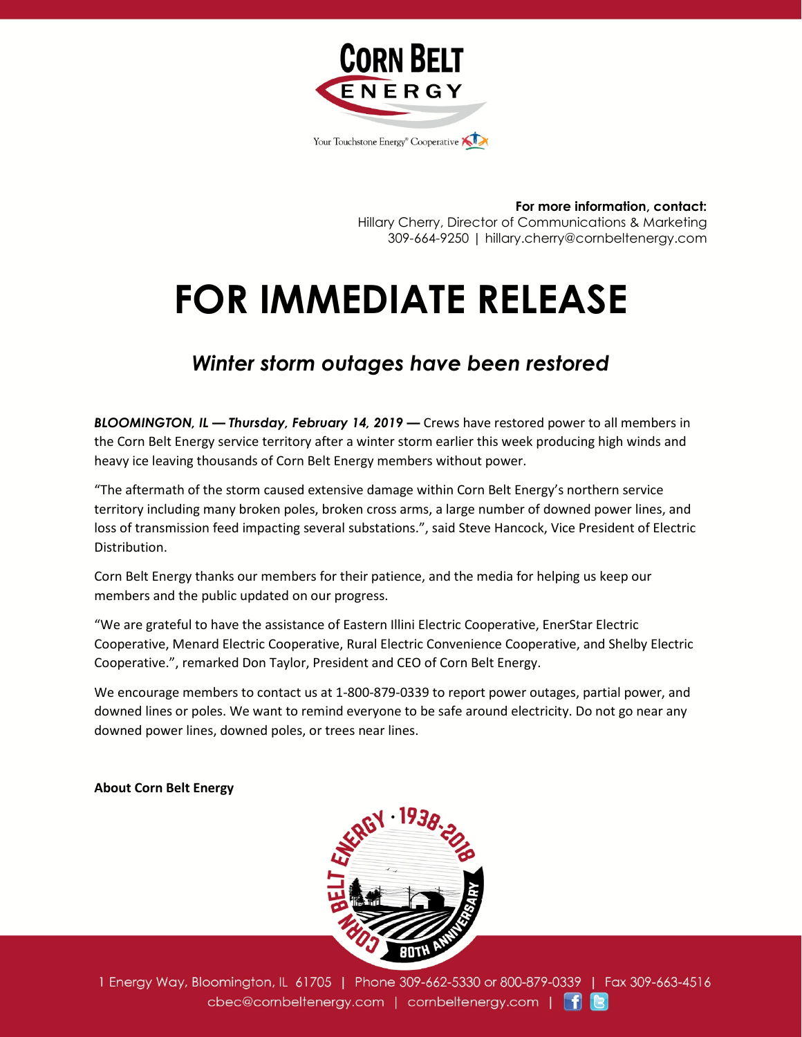**For more information, contact:**
Hillary Cherry, Director of Communications & Marketing
309-664-9250 | hillary.cherry@cornbeltenergy.com

# FOR IMMEDIATE RELEASE

## *Winter storm outages have been restored*

***BLOOMINGTON, IL — Thursday, February 14, 2019 —*** Crews have restored power to all members in the Corn Belt Energy service territory after a winter storm earlier this week producing high winds and heavy ice leaving thousands of Corn Belt Energy members without power.

"The aftermath of the storm caused extensive damage within Corn Belt Energy's northern service territory including many broken poles, broken cross arms, a large number of downed power lines, and loss of transmission feed impacting several substations.", said Steve Hancock, Vice President of Electric Distribution.

Corn Belt Energy thanks our members for their patience, and the media for helping us keep our members and the public updated on our progress.

"We are grateful to have the assistance of Eastern Illini Electric Cooperative, EnerStar Electric Cooperative, Menard Electric Cooperative, Rural Electric Convenience Cooperative, and Shelby Electric Cooperative.", remarked Don Taylor, President and CEO of Corn Belt Energy.

We encourage members to contact us at 1-800-879-0339 to report power outages, partial power, and downed lines or poles. We want to remind everyone to be safe around electricity. Do not go near any downed power lines, downed poles, or trees near lines.

**About Corn Belt Energy**

1 Energy Way, Bloomington, IL 61705 | Phone 309-662-5330 or 800-879-0339 | Fax 309-663-4516
cbec@cornbeltenergy.com | cornbeltenergy.com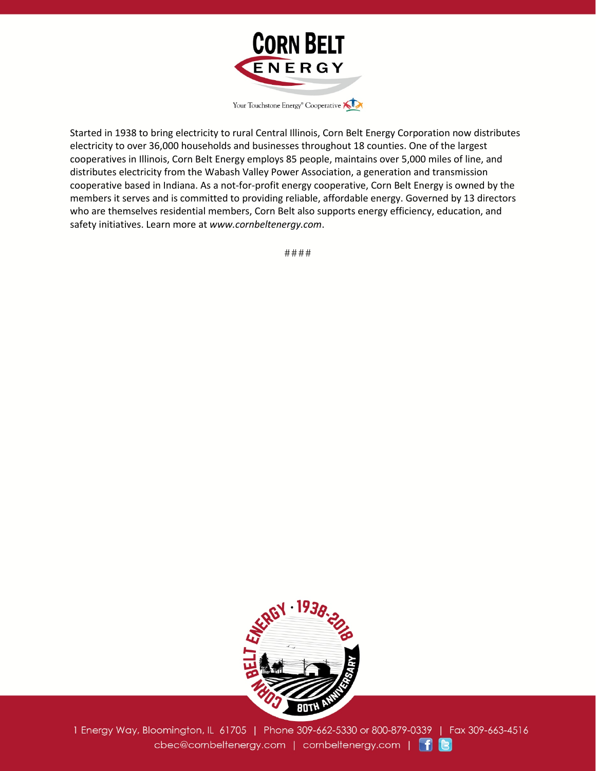Started in 1938 to bring electricity to rural Central Illinois, Corn Belt Energy Corporation now distributes electricity to over 36,000 households and businesses throughout 18 counties. One of the largest cooperatives in Illinois, Corn Belt Energy employs 85 people, maintains over 5,000 miles of line, and distributes electricity from the Wabash Valley Power Association, a generation and transmission cooperative based in Indiana. As a not-for-profit energy cooperative, Corn Belt Energy is owned by the members it serves and is committed to providing reliable, affordable energy. Governed by 13 directors who are themselves residential members, Corn Belt also supports energy efficiency, education, and safety initiatives. Learn more at *www.cornbeltenergy.com*.

####

1 Energy Way, Bloomington, IL 61705 | Phone 309-662-5330 or 800-879-0339 | Fax 309-663-4516

cbec@cornbeltenergy.com | cornbeltenergy.com